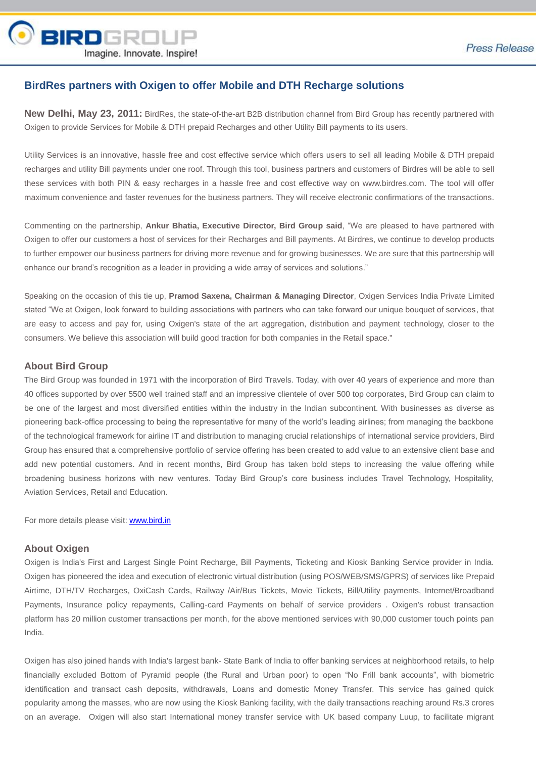# BirdRes partners with Oxigen to offer Mobile and DTH Recharge solutions

**New Delhi, May 23, 2011:** BirdRes, the state-of-the-art B2B distribution channel from Bird Group has recently partnered with Oxigen to provide Services for Mobile & DTH prepaid Recharges and other Utility Bill payments to its users.

Utility Services is an innovative, hassle free and cost effective service which offers users to sell all leading Mobile & DTH prepaid recharges and utility Bill payments under one roof. Through this tool, business partners and customers of Birdres will be able to sell these services with both PIN & easy recharges in a hassle free and cost effective way on www.birdres.com. The tool will offer maximum convenience and faster revenues for the business partners. They will receive electronic confirmations of the transactions.

Commenting on the partnership, **Ankur Bhatia, Executive Director, Bird Group said**, "We are pleased to have partnered with Oxigen to offer our customers a host of services for their Recharges and Bill payments. At Birdres, we continue to develop products to further empower our business partners for driving more revenue and for growing businesses. We are sure that this partnership will enhance our brand's recognition as a leader in providing a wide array of services and solutions."

Speaking on the occasion of this tie up, **Pramod Saxena, Chairman & Managing Director**, Oxigen Services India Private Limited stated "We at Oxigen, look forward to building associations with partners who can take forward our unique bouquet of services, that are easy to access and pay for, using Oxigen's state of the art aggregation, distribution and payment technology, closer to the consumers. We believe this association will build good traction for both companies in the Retail space."

## About Bird Group

The Bird Group was founded in 1971 with the incorporation of Bird Travels. Today, with over 40 years of experience and more than 40 offices supported by over 5500 well trained staff and an impressive clientele of over 500 top corporates, Bird Group can claim to be one of the largest and most diversified entities within the industry in the Indian subcontinent. With businesses as diverse as pioneering back-office processing to being the representative for many of the world's leading airlines; from managing the backbone of the technological framework for airline IT and distribution to managing crucial relationships of international service providers, Bird Group has ensured that a comprehensive portfolio of service offering has been created to add value to an extensive client base and add new potential customers. And in recent months, Bird Group has taken bold steps to increasing the value offering while broadening business horizons with new ventures. Today Bird Group's core business includes Travel Technology, Hospitality, Aviation Services, Retail and Education.

For more details please visit: [www.bird.in](http://www.bird.in)

## About Oxigen

Oxigen is India's First and Largest Single Point Recharge, Bill Payments, Ticketing and Kiosk Banking Service provider in India. Oxigen has pioneered the idea and execution of electronic virtual distribution (using POS/WEB/SMS/GPRS) of services like Prepaid Airtime, DTH/TV Recharges, OxiCash Cards, Railway /Air/Bus Tickets, Movie Tickets, Bill/Utility payments, Internet/Broadband Payments, Insurance policy repayments, Calling-card Payments on behalf of service providers . Oxigen's robust transaction platform has 20 million customer transactions per month, for the above mentioned services with 90,000 customer touch points pan India.

Oxigen has also joined hands with India's largest bank- State Bank of India to offer banking services at neighborhood retails, to help financially excluded Bottom of Pyramid people (the Rural and Urban poor) to open "No Frill bank accounts", with biometric identification and transact cash deposits, withdrawals, Loans and domestic Money Transfer. This service has gained quick popularity among the masses, who are now using the Kiosk Banking facility, with the daily transactions reaching around Rs.3 crores on an average. Oxigen will also start International money transfer service with UK based company Luup, to facilitate migrant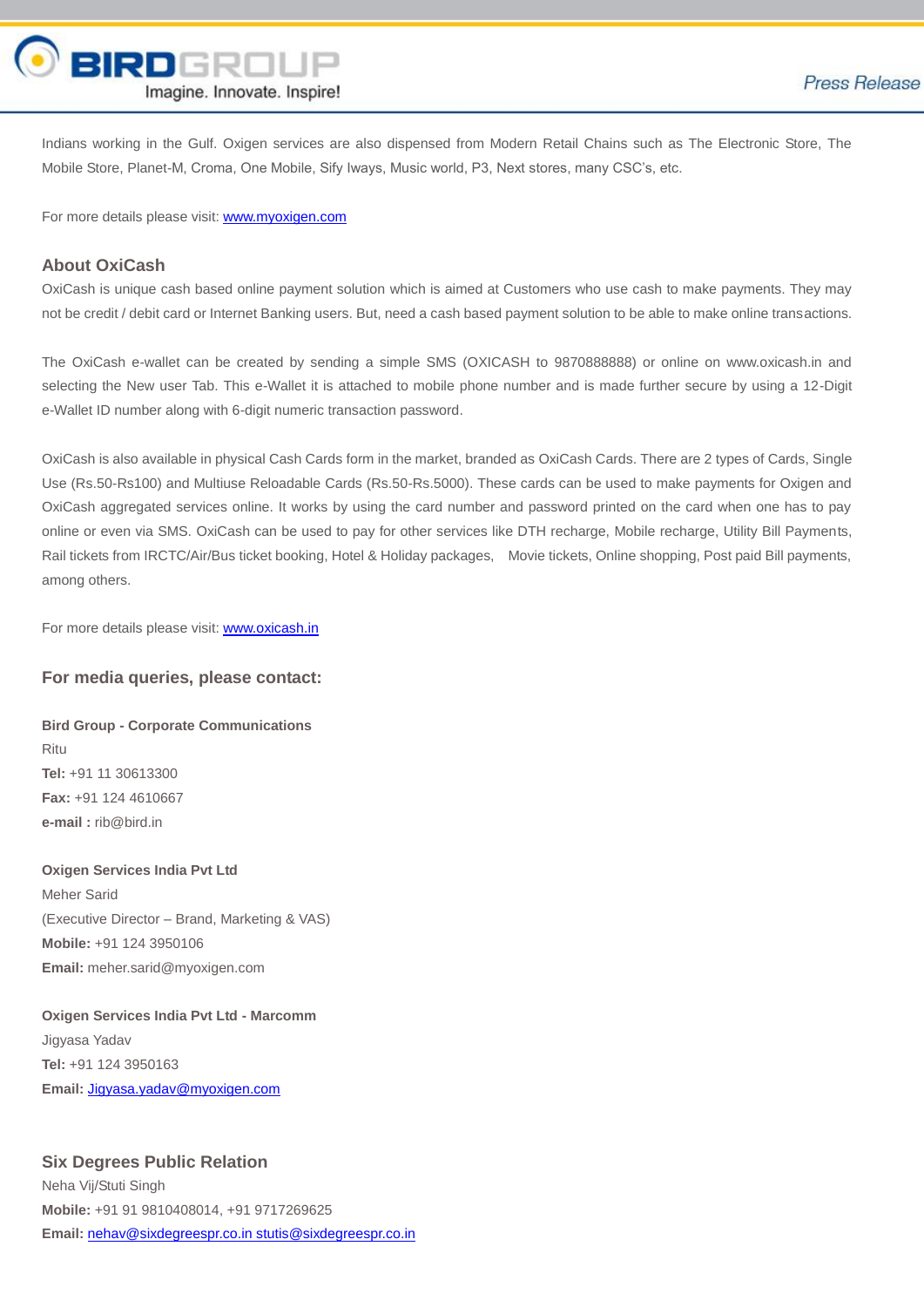Indians working in the Gulf. Oxigen services are also dispensed from Modern Retail Chains such as The Electronic Store, The Mobile Store, Planet-M, Croma, One Mobile, Sify Iways, Music world, P3, Next stores, many CSC's, etc.

For more details please visit: [www.myoxigen.com](http://www.myoxigen.com)

## About OxiCash

OxiCash is unique cash based online payment solution which is aimed at Customers who use cash to make payments. They may not be credit / debit card or Internet Banking users. But, need a cash based payment solution to be able to make online transactions.

The OxiCash e-wallet can be created by sending a simple SMS (OXICASH to 9870888888) or online on www.oxicash.in and selecting the New user Tab. This e-Wallet it is attached to mobile phone number and is made further secure by using a 12-Digit e-Wallet ID number along with 6-digit numeric transaction password.

OxiCash is also available in physical Cash Cards form in the market, branded as OxiCash Cards. There are 2 types of Cards, Single Use (Rs.50-Rs100) and Multiuse Reloadable Cards (Rs.50-Rs.5000). These cards can be used to make payments for Oxigen and OxiCash aggregated services online. It works by using the card number and password printed on the card when one has to pay online or even via SMS. OxiCash can be used to pay for other services like DTH recharge, Mobile recharge, Utility Bill Payments, Rail tickets from IRCTC/Air/Bus ticket booking, Hotel & Holiday packages, Movie tickets, Online shopping, Post paid Bill payments, among others.

For more details please visit: [www.oxicash.in](http://www.oxicash.in)

## For media queries, please contact:

**Bird Group - Corporate Communications**
Ritu
**Tel:** +91 11 30613300
**Fax:** +91 124 4610667
**e-mail :** rib@bird.in

**Oxigen Services India Pvt Ltd**
Meher Sarid
(Executive Director – Brand, Marketing & VAS)
**Mobile:** +91 124 3950106
**Email:** meher.sarid@myoxigen.com

**Oxigen Services India Pvt Ltd - Marcomm**
Jigyasa Yadav
**Tel:** +91 124 3950163
**Email:** [Jigyasa.yadav@myoxigen.com](mailto:Jigyasa.yadav@myoxigen.com)

## Six Degrees Public Relation

Neha Vij/Stuti Singh
**Mobile:** +91 91 9810408014, +91 9717269625
**Email:** [nehav@sixdegreespr.co.in](mailto:nehav@sixdegreespr.co.in) [stutis@sixdegreespr.co.in](mailto:stutis@sixdegreespr.co.in)